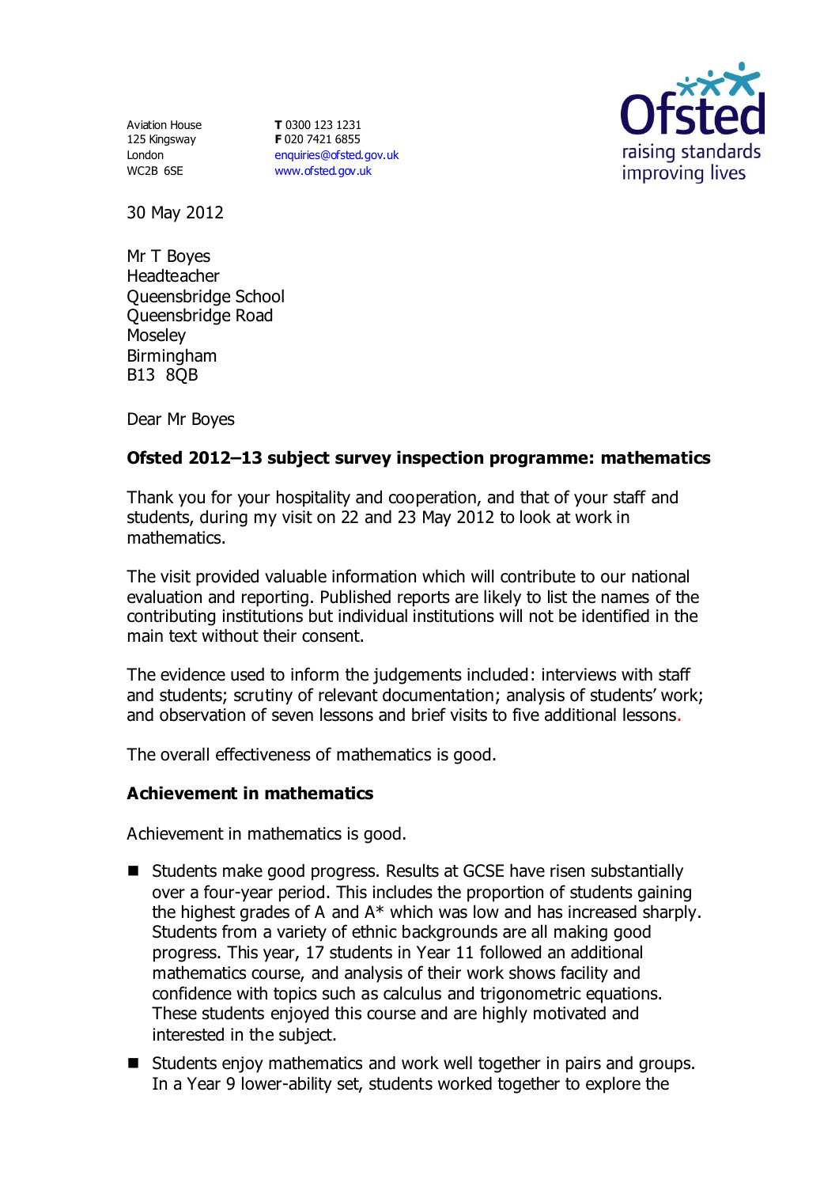Aviation House
125 Kingsway
London
WC2B 6SE

**T** 0300 123 1231
**F** 020 7421 6855
enquiries@ofsted.gov.uk
www.ofsted.gov.uk

30 May 2012

Mr T Boyes
Headteacher
Queensbridge School
Queensbridge Road
Moseley
Birmingham
B13 8QB

Dear Mr Boyes

**Ofsted 2012–13 subject survey inspection programme: mathematics**

Thank you for your hospitality and cooperation, and that of your staff and students, during my visit on 22 and 23 May 2012 to look at work in mathematics.

The visit provided valuable information which will contribute to our national evaluation and reporting. Published reports are likely to list the names of the contributing institutions but individual institutions will not be identified in the main text without their consent.

The evidence used to inform the judgements included: interviews with staff and students; scrutiny of relevant documentation; analysis of students' work; and observation of seven lessons and brief visits to five additional lessons.

The overall effectiveness of mathematics is good.

## Achievement in mathematics

Achievement in mathematics is good.

- Students make good progress. Results at GCSE have risen substantially over a four-year period. This includes the proportion of students gaining the highest grades of A and A* which was low and has increased sharply. Students from a variety of ethnic backgrounds are all making good progress. This year, 17 students in Year 11 followed an additional mathematics course, and analysis of their work shows facility and confidence with topics such as calculus and trigonometric equations. These students enjoyed this course and are highly motivated and interested in the subject.
- Students enjoy mathematics and work well together in pairs and groups. In a Year 9 lower-ability set, students worked together to explore the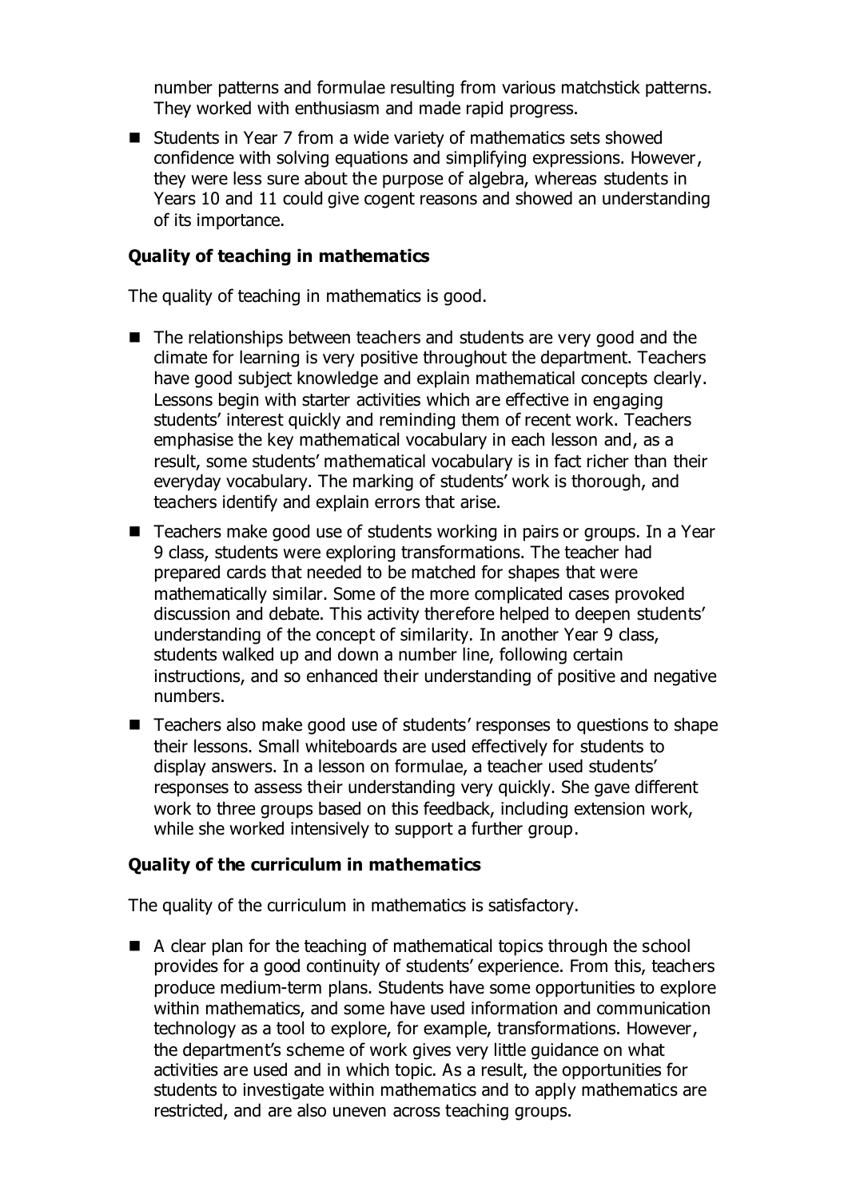number patterns and formulae resulting from various matchstick patterns. They worked with enthusiasm and made rapid progress.

- Students in Year 7 from a wide variety of mathematics sets showed confidence with solving equations and simplifying expressions. However, they were less sure about the purpose of algebra, whereas students in Years 10 and 11 could give cogent reasons and showed an understanding of its importance.

**Quality of teaching in mathematics**

The quality of teaching in mathematics is good.

- The relationships between teachers and students are very good and the climate for learning is very positive throughout the department. Teachers have good subject knowledge and explain mathematical concepts clearly. Lessons begin with starter activities which are effective in engaging students' interest quickly and reminding them of recent work. Teachers emphasise the key mathematical vocabulary in each lesson and, as a result, some students' mathematical vocabulary is in fact richer than their everyday vocabulary. The marking of students' work is thorough, and teachers identify and explain errors that arise.
- Teachers make good use of students working in pairs or groups. In a Year 9 class, students were exploring transformations. The teacher had prepared cards that needed to be matched for shapes that were mathematically similar. Some of the more complicated cases provoked discussion and debate. This activity therefore helped to deepen students' understanding of the concept of similarity. In another Year 9 class, students walked up and down a number line, following certain instructions, and so enhanced their understanding of positive and negative numbers.
- Teachers also make good use of students' responses to questions to shape their lessons. Small whiteboards are used effectively for students to display answers. In a lesson on formulae, a teacher used students' responses to assess their understanding very quickly. She gave different work to three groups based on this feedback, including extension work, while she worked intensively to support a further group.

**Quality of the curriculum in mathematics**

The quality of the curriculum in mathematics is satisfactory.

- A clear plan for the teaching of mathematical topics through the school provides for a good continuity of students' experience. From this, teachers produce medium-term plans. Students have some opportunities to explore within mathematics, and some have used information and communication technology as a tool to explore, for example, transformations. However, the department's scheme of work gives very little guidance on what activities are used and in which topic. As a result, the opportunities for students to investigate within mathematics and to apply mathematics are restricted, and are also uneven across teaching groups.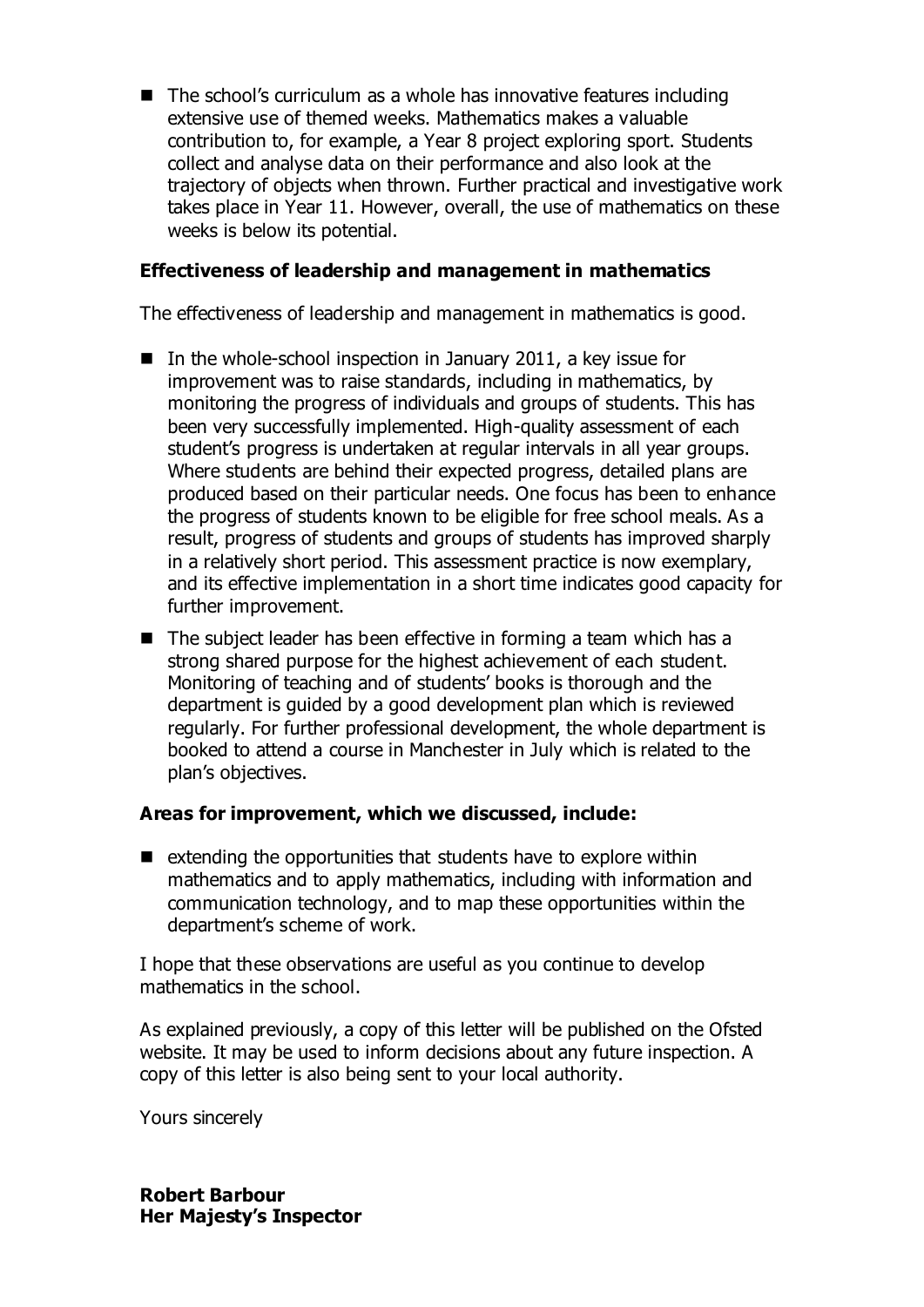- The school's curriculum as a whole has innovative features including extensive use of themed weeks. Mathematics makes a valuable contribution to, for example, a Year 8 project exploring sport. Students collect and analyse data on their performance and also look at the trajectory of objects when thrown. Further practical and investigative work takes place in Year 11. However, overall, the use of mathematics on these weeks is below its potential.

**Effectiveness of leadership and management in mathematics**

The effectiveness of leadership and management in mathematics is good.

- In the whole-school inspection in January 2011, a key issue for improvement was to raise standards, including in mathematics, by monitoring the progress of individuals and groups of students. This has been very successfully implemented. High-quality assessment of each student's progress is undertaken at regular intervals in all year groups. Where students are behind their expected progress, detailed plans are produced based on their particular needs. One focus has been to enhance the progress of students known to be eligible for free school meals. As a result, progress of students and groups of students has improved sharply in a relatively short period. This assessment practice is now exemplary, and its effective implementation in a short time indicates good capacity for further improvement.
- The subject leader has been effective in forming a team which has a strong shared purpose for the highest achievement of each student. Monitoring of teaching and of students' books is thorough and the department is guided by a good development plan which is reviewed regularly. For further professional development, the whole department is booked to attend a course in Manchester in July which is related to the plan's objectives.

**Areas for improvement, which we discussed, include:**

- extending the opportunities that students have to explore within mathematics and to apply mathematics, including with information and communication technology, and to map these opportunities within the department's scheme of work.

I hope that these observations are useful as you continue to develop mathematics in the school.

As explained previously, a copy of this letter will be published on the Ofsted website. It may be used to inform decisions about any future inspection. A copy of this letter is also being sent to your local authority.

Yours sincerely

**Robert Barbour**
**Her Majesty's Inspector**